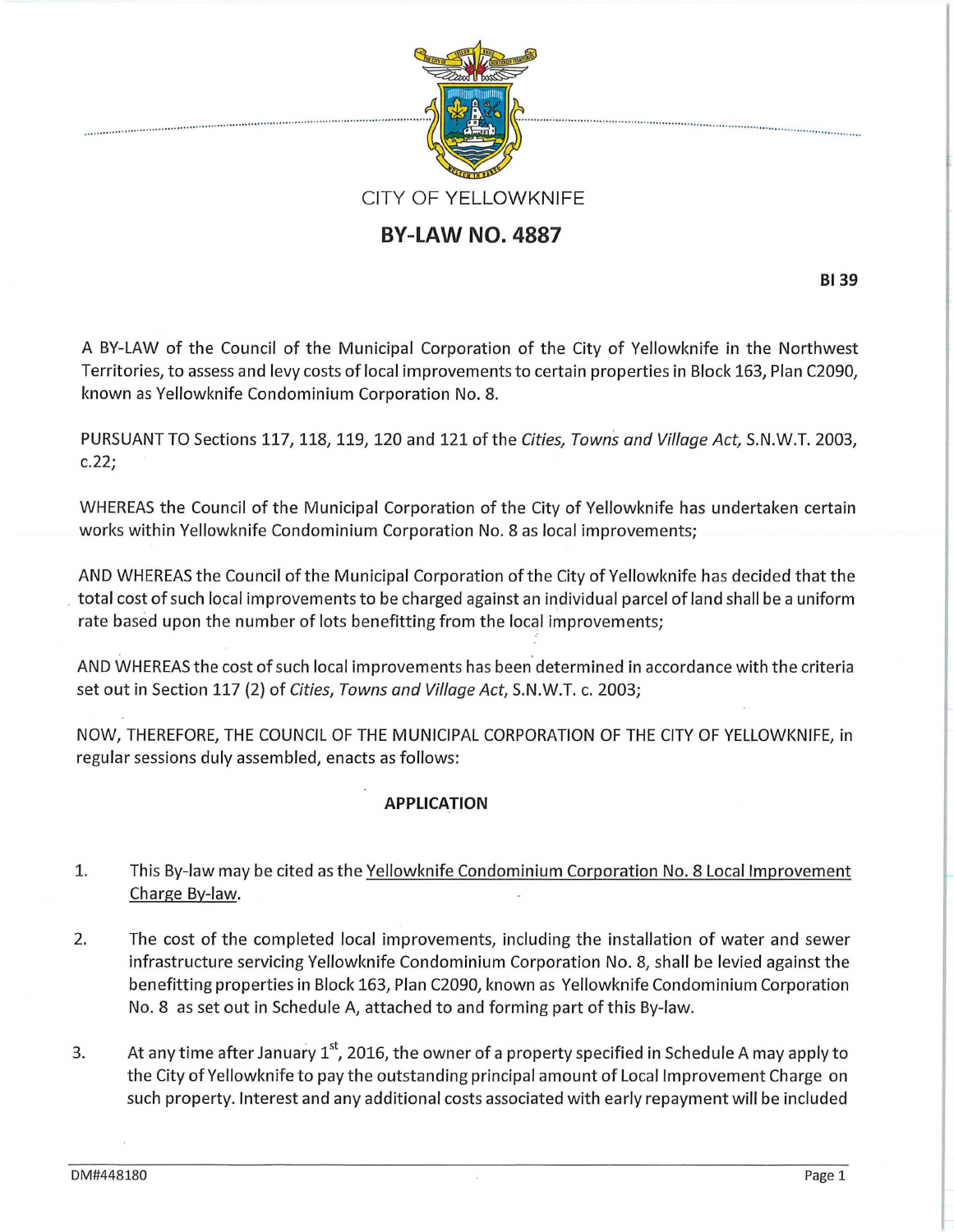CITY OF YELLOWKNIFE

# BY-LAW NO. 4887

**BI 39**

A BY-LAW of the Council of the Municipal Corporation of the City of Yellowknife in the Northwest Territories, to assess and levy costs of local improvements to certain properties in Block 163, Plan C2090, known as Yellowknife Condominium Corporation No. 8.

PURSUANT TO Sections 117, 118, 119, 120 and 121 of the *Cities, Towns and Village Act,* S.N.W.T. 2003, c.22;

WHEREAS the Council of the Municipal Corporation of the City of Yellowknife has undertaken certain works within Yellowknife Condominium Corporation No. 8 as local improvements;

AND WHEREAS the Council of the Municipal Corporation of the City of Yellowknife has decided that the total cost of such local improvements to be charged against an individual parcel of land shall be a uniform rate based upon the number of lots benefitting from the local improvements;

AND WHEREAS the cost of such local improvements has been determined in accordance with the criteria set out in Section 117 (2) of *Cities, Towns and Village Act*, S.N.W.T. c. 2003;

NOW, THEREFORE, THE COUNCIL OF THE MUNICIPAL CORPORATION OF THE CITY OF YELLOWKNIFE, in regular sessions duly assembled, enacts as follows:

## APPLICATION

1. This By-law may be cited as the Yellowknife Condominium Corporation No. 8 Local Improvement Charge By-law.

2. The cost of the completed local improvements, including the installation of water and sewer infrastructure servicing Yellowknife Condominium Corporation No. 8, shall be levied against the benefitting properties in Block 163, Plan C2090, known as Yellowknife Condominium Corporation No. 8 as set out in Schedule A, attached to and forming part of this By-law.

3. At any time after January 1st, 2016, the owner of a property specified in Schedule A may apply to the City of Yellowknife to pay the outstanding principal amount of Local Improvement Charge on such property. Interest and any additional costs associated with early repayment will be included

DM#448180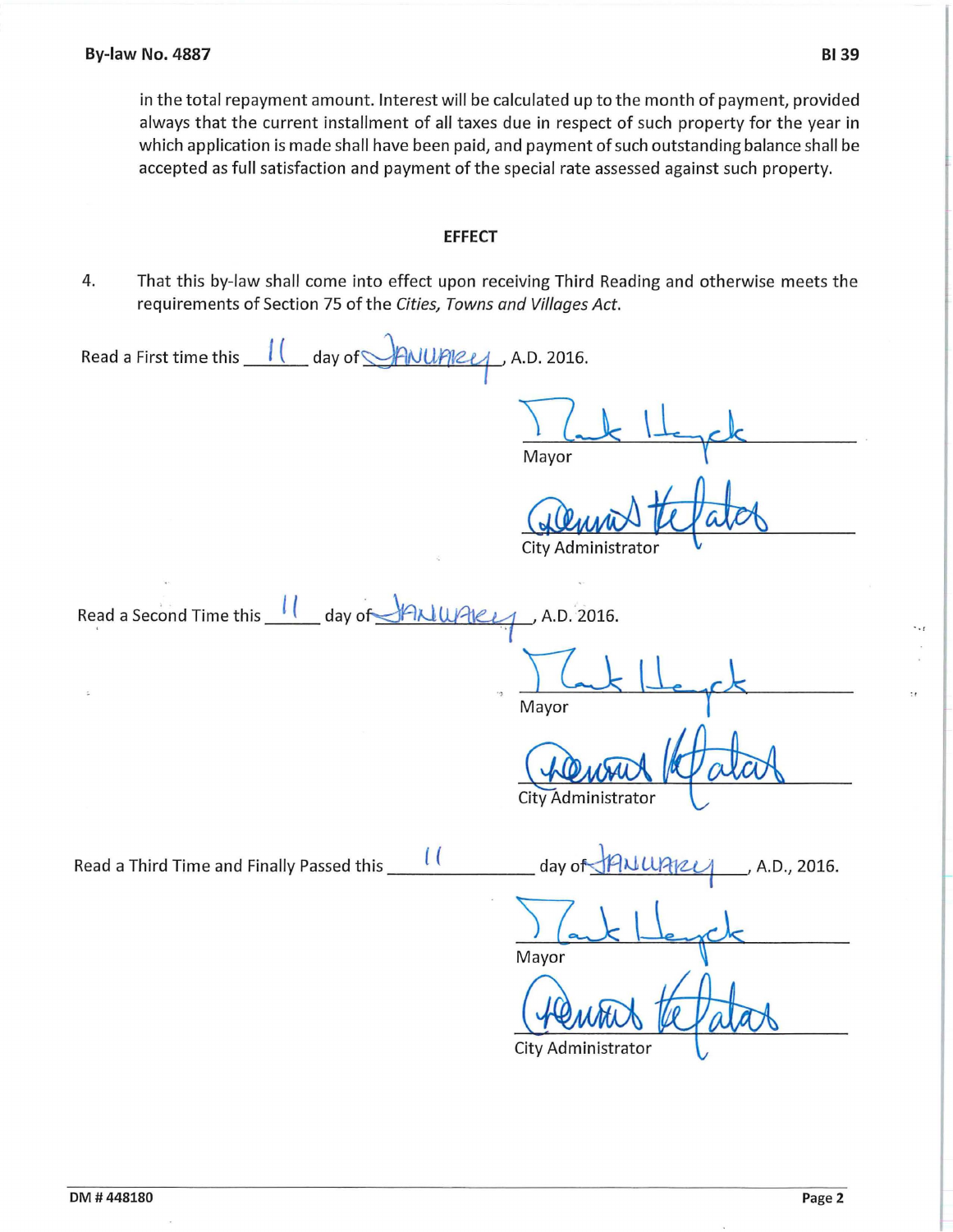in the total repayment amount. Interest will be calculated up to the month of payment, provided always that the current installment of all taxes due in respect of such property for the year in which application is made shall have been paid, and payment of such outstanding balance shall be accepted as full satisfaction and payment of the special rate assessed against such property.

## EFFECT

4. That this by-law shall come into effect upon receiving Third Reading and otherwise meets the requirements of Section 75 of the *Cities, Towns and Villages Act*.

Read a First time this 11 day of January, A.D. 2016.

Mayor

City Administrator

Read a Second Time this 11 day of January, A.D. 2016.

Mayor

City Administrator

Read a Third Time and Finally Passed this 11 day of January, A.D., 2016.

Mayor

City Administrator

DM # 448180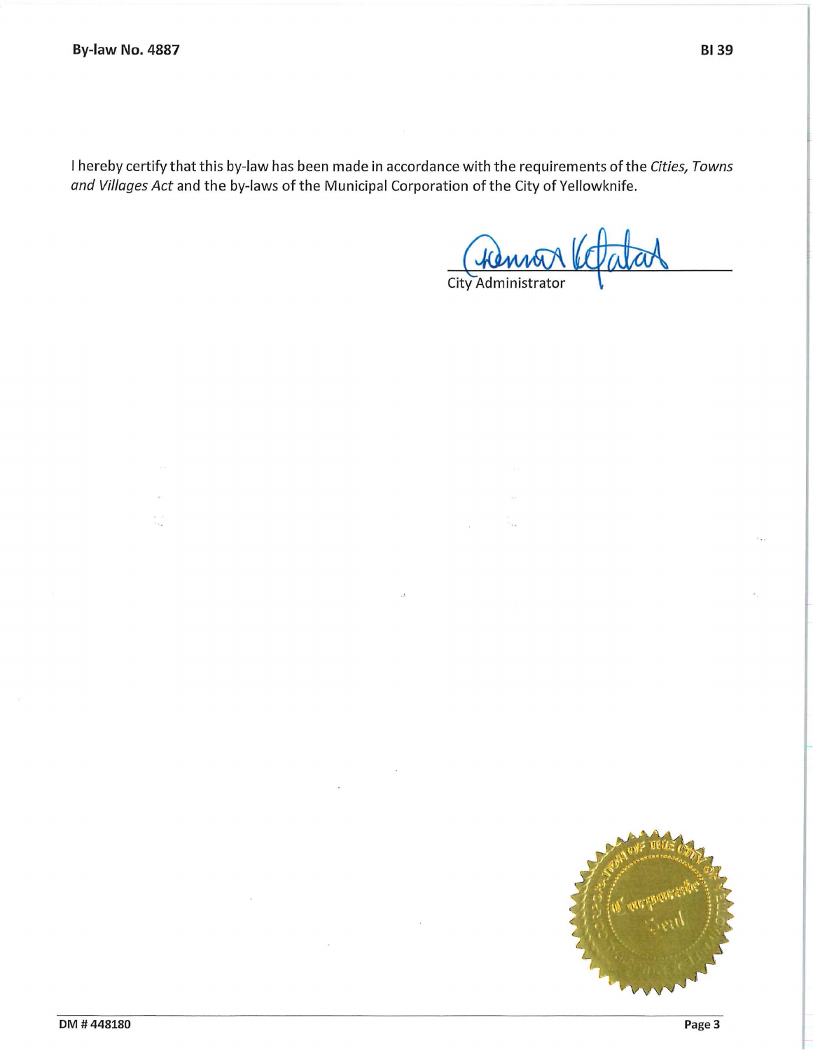I hereby certify that this by-law has been made in accordance with the requirements of the *Cities, Towns and Villages Act* and the by-laws of the Municipal Corporation of the City of Yellowknife.

City Administrator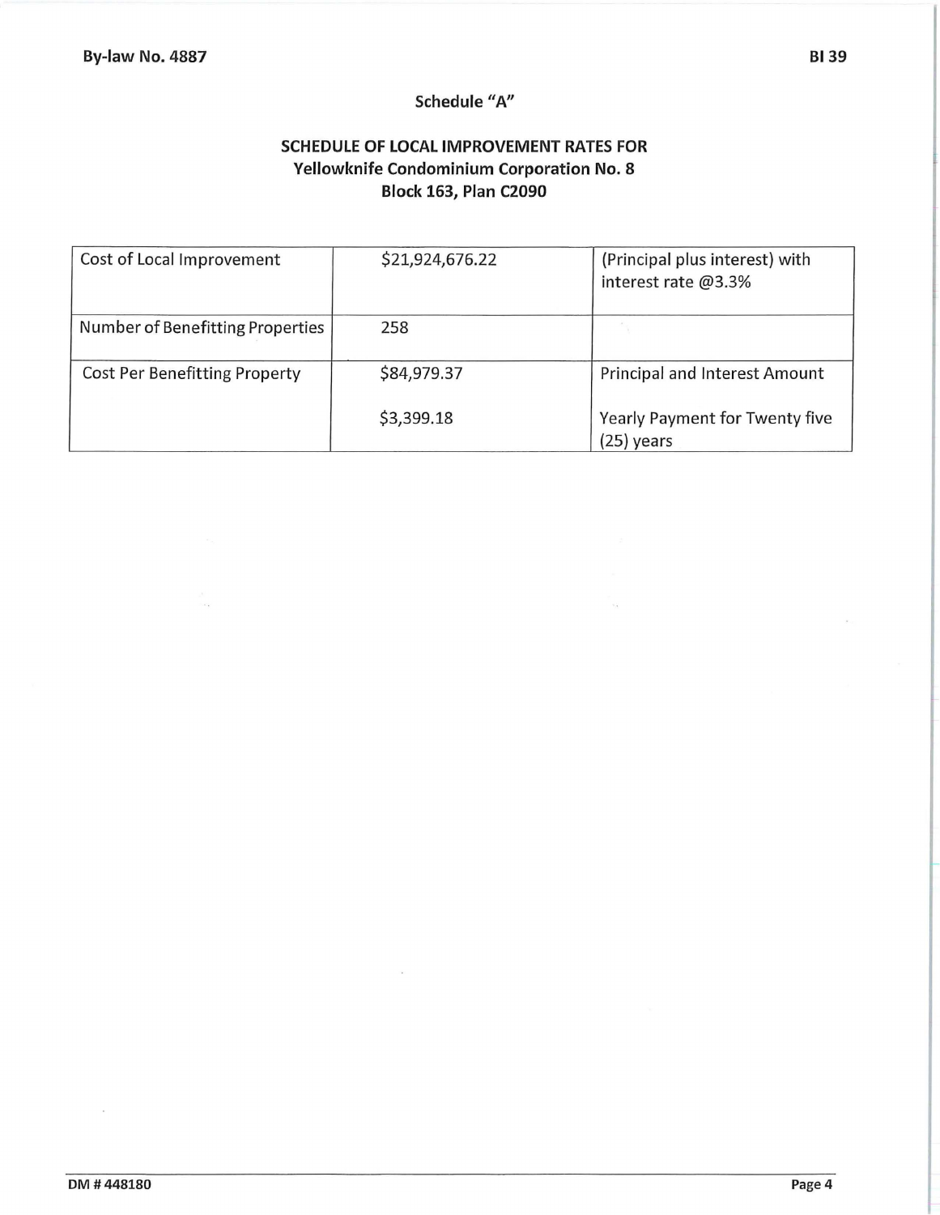Schedule "A"

## SCHEDULE OF LOCAL IMPROVEMENT RATES FOR Yellowknife Condominium Corporation No. 8 Block 163, Plan C2090

| | | |
|---|---|---|
| Cost of Local Improvement | $21,924,676.22 | (Principal plus interest) with interest rate @3.3% |
| Number of Benefitting Properties | 258 | |
| Cost Per Benefitting Property | $84,979.37<br><br>$3,399.18 | Principal and Interest Amount<br><br>Yearly Payment for Twenty five (25) years |